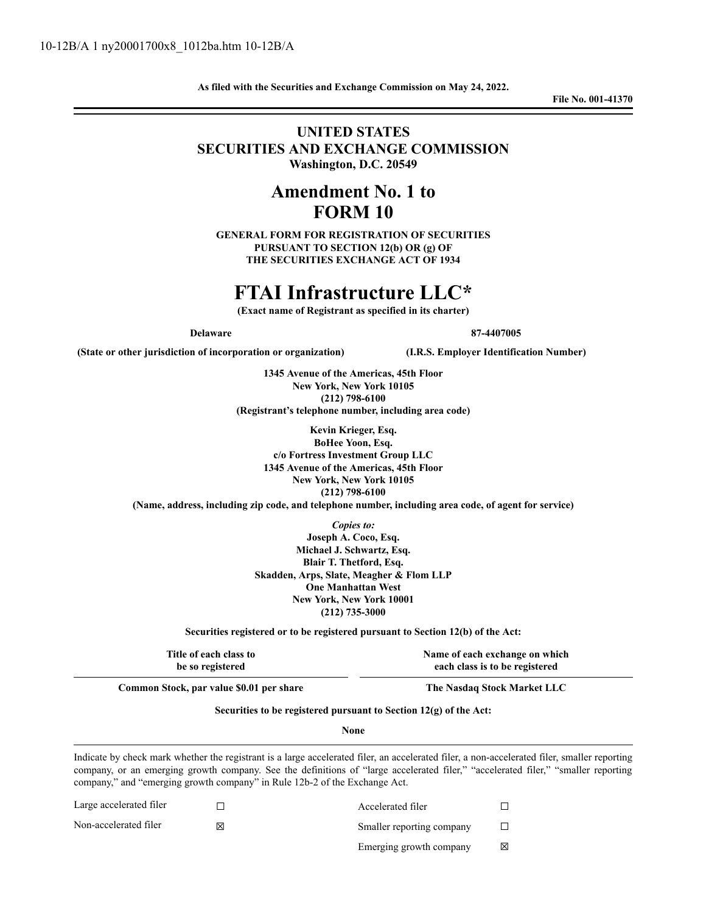10-12B/A 1 ny20001700x8_1012ba.htm 10-12B/A

**As filed with the Securities and Exchange Commission on May 24, 2022.**

**File No. 001-41370**

---

# UNITED STATES
# SECURITIES AND EXCHANGE COMMISSION
**Washington, D.C. 20549**

# Amendment No. 1 to
# FORM 10

**GENERAL FORM FOR REGISTRATION OF SECURITIES**
**PURSUANT TO SECTION 12(b) OR (g) OF**
**THE SECURITIES EXCHANGE ACT OF 1934**

# FTAI Infrastructure LLC*

**(Exact name of Registrant as specified in its charter)**

| Delaware | 87-4407005 |
|---|---|
| **(State or other jurisdiction of incorporation or organization)** | **(I.R.S. Employer Identification Number)** |

**1345 Avenue of the Americas, 45th Floor**
**New York, New York 10105**
**(212) 798-6100**
**(Registrant's telephone number, including area code)**

**Kevin Krieger, Esq.**
**BoHee Yoon, Esq.**
**c/o Fortress Investment Group LLC**
**1345 Avenue of the Americas, 45th Floor**
**New York, New York 10105**
**(212) 798-6100**
**(Name, address, including zip code, and telephone number, including area code, of agent for service)**

*Copies to:*
**Joseph A. Coco, Esq.**
**Michael J. Schwartz, Esq.**
**Blair T. Thetford, Esq.**
**Skadden, Arps, Slate, Meagher & Flom LLP**
**One Manhattan West**
**New York, New York 10001**
**(212) 735-3000**

**Securities registered or to be registered pursuant to Section 12(b) of the Act:**

| Title of each class to be so registered | Name of each exchange on which each class is to be registered |
|---|---|
| **Common Stock, par value $0.01 per share** | **The Nasdaq Stock Market LLC** |

**Securities to be registered pursuant to Section 12(g) of the Act:**

**None**

---

Indicate by check mark whether the registrant is a large accelerated filer, an accelerated filer, a non-accelerated filer, smaller reporting company, or an emerging growth company. See the definitions of "large accelerated filer," "accelerated filer," "smaller reporting company," and "emerging growth company" in Rule 12b-2 of the Exchange Act.

| | | | |
|---|---|---|---|
| Large accelerated filer | ☐ | Accelerated filer | ☐ |
| Non-accelerated filer | ☒ | Smaller reporting company | ☐ |
| | | Emerging growth company | ☒ |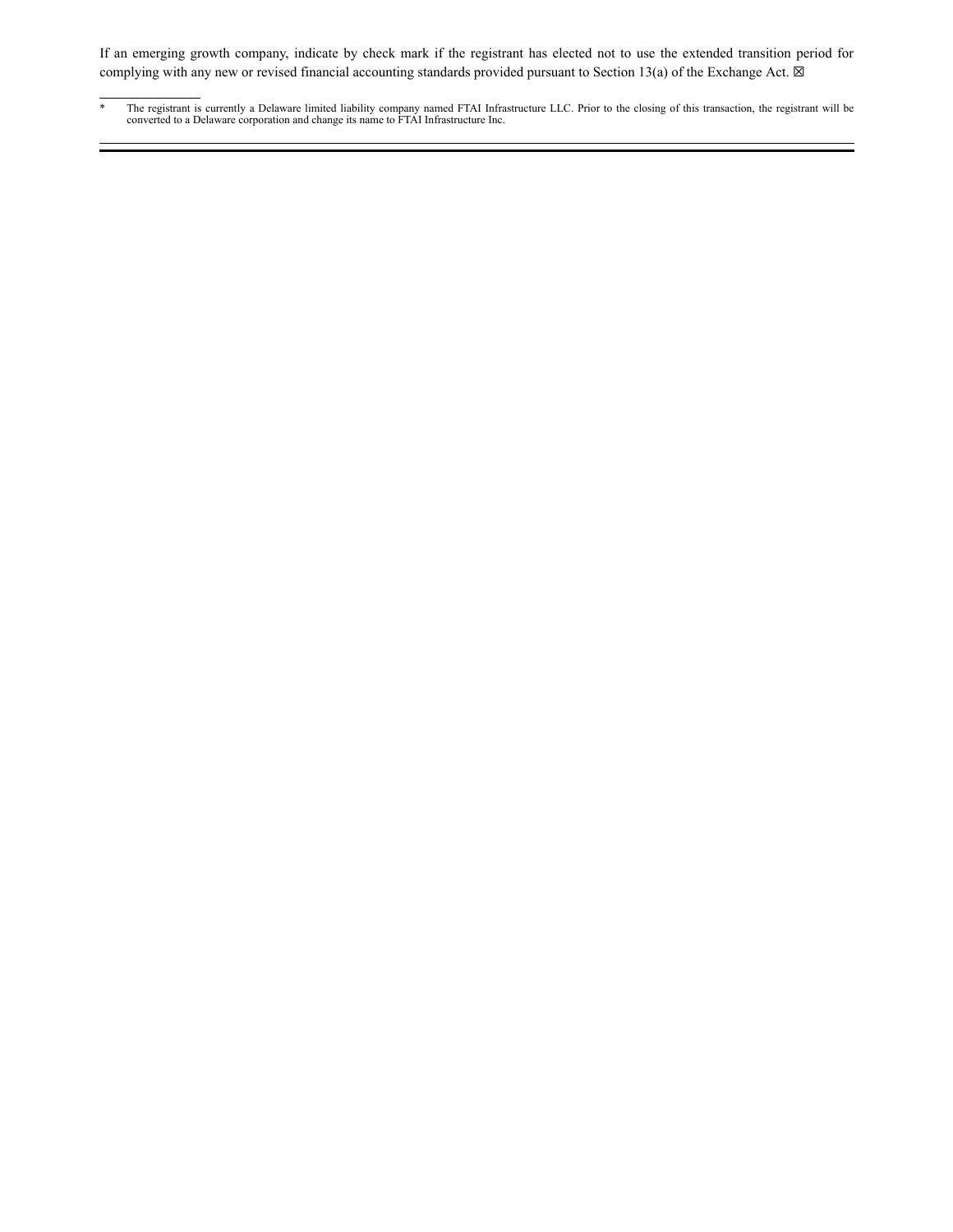If an emerging growth company, indicate by check mark if the registrant has elected not to use the extended transition period for complying with any new or revised financial accounting standards provided pursuant to Section 13(a) of the Exchange Act. ☒

---

* The registrant is currently a Delaware limited liability company named FTAI Infrastructure LLC. Prior to the closing of this transaction, the registrant will be converted to a Delaware corporation and change its name to FTAI Infrastructure Inc.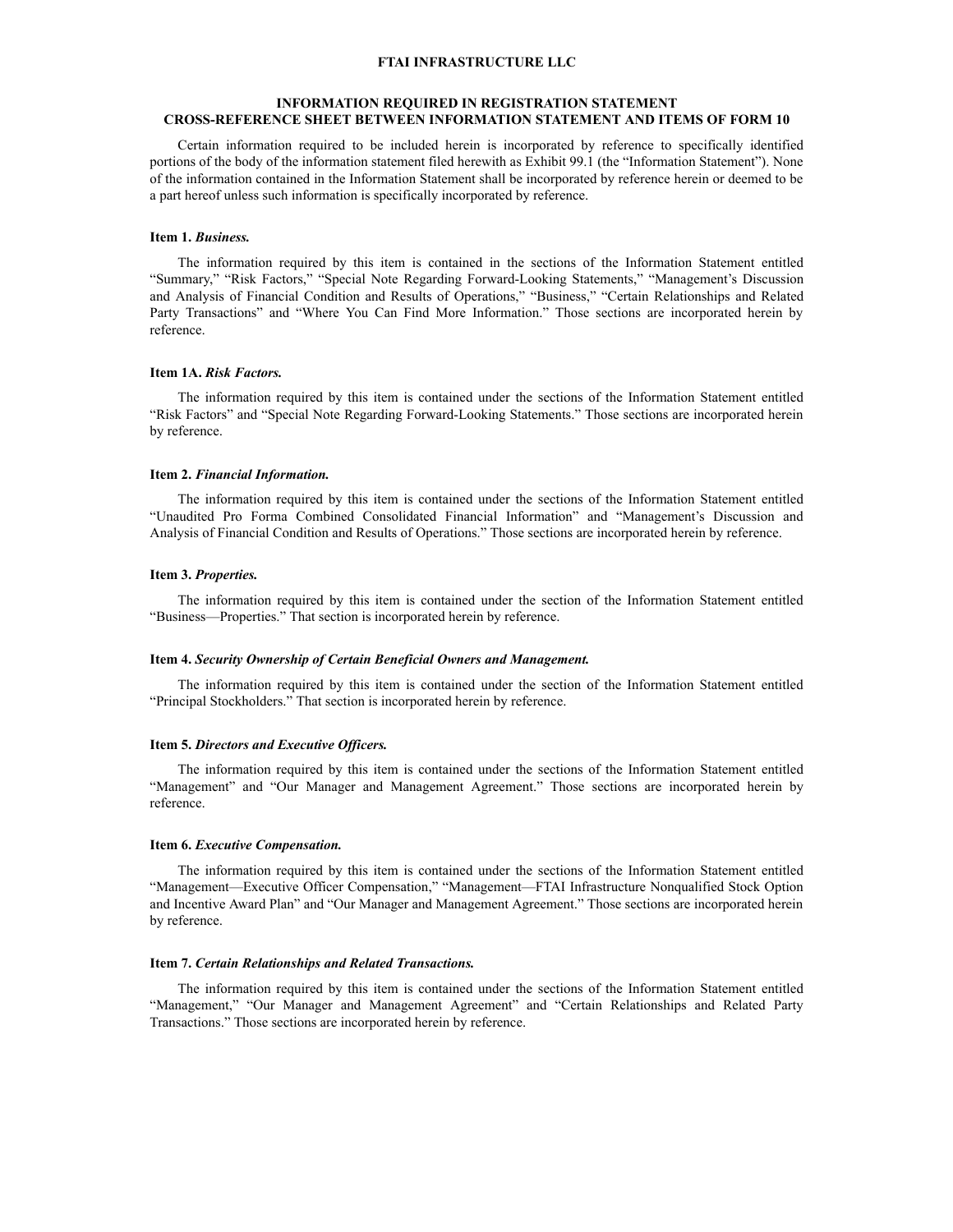# FTAI INFRASTRUCTURE LLC

## INFORMATION REQUIRED IN REGISTRATION STATEMENT CROSS-REFERENCE SHEET BETWEEN INFORMATION STATEMENT AND ITEMS OF FORM 10

Certain information required to be included herein is incorporated by reference to specifically identified portions of the body of the information statement filed herewith as Exhibit 99.1 (the "Information Statement"). None of the information contained in the Information Statement shall be incorporated by reference herein or deemed to be a part hereof unless such information is specifically incorporated by reference.

### Item 1. *Business.*

The information required by this item is contained in the sections of the Information Statement entitled "Summary," "Risk Factors," "Special Note Regarding Forward-Looking Statements," "Management's Discussion and Analysis of Financial Condition and Results of Operations," "Business," "Certain Relationships and Related Party Transactions" and "Where You Can Find More Information." Those sections are incorporated herein by reference.

### Item 1A. *Risk Factors.*

The information required by this item is contained under the sections of the Information Statement entitled "Risk Factors" and "Special Note Regarding Forward-Looking Statements." Those sections are incorporated herein by reference.

### Item 2. *Financial Information.*

The information required by this item is contained under the sections of the Information Statement entitled "Unaudited Pro Forma Combined Consolidated Financial Information" and "Management's Discussion and Analysis of Financial Condition and Results of Operations." Those sections are incorporated herein by reference.

### Item 3. *Properties.*

The information required by this item is contained under the section of the Information Statement entitled "Business—Properties." That section is incorporated herein by reference.

### Item 4. *Security Ownership of Certain Beneficial Owners and Management.*

The information required by this item is contained under the section of the Information Statement entitled "Principal Stockholders." That section is incorporated herein by reference.

### Item 5. *Directors and Executive Officers.*

The information required by this item is contained under the sections of the Information Statement entitled "Management" and "Our Manager and Management Agreement." Those sections are incorporated herein by reference.

### Item 6. *Executive Compensation.*

The information required by this item is contained under the sections of the Information Statement entitled "Management—Executive Officer Compensation," "Management—FTAI Infrastructure Nonqualified Stock Option and Incentive Award Plan" and "Our Manager and Management Agreement." Those sections are incorporated herein by reference.

### Item 7. *Certain Relationships and Related Transactions.*

The information required by this item is contained under the sections of the Information Statement entitled "Management," "Our Manager and Management Agreement" and "Certain Relationships and Related Party Transactions." Those sections are incorporated herein by reference.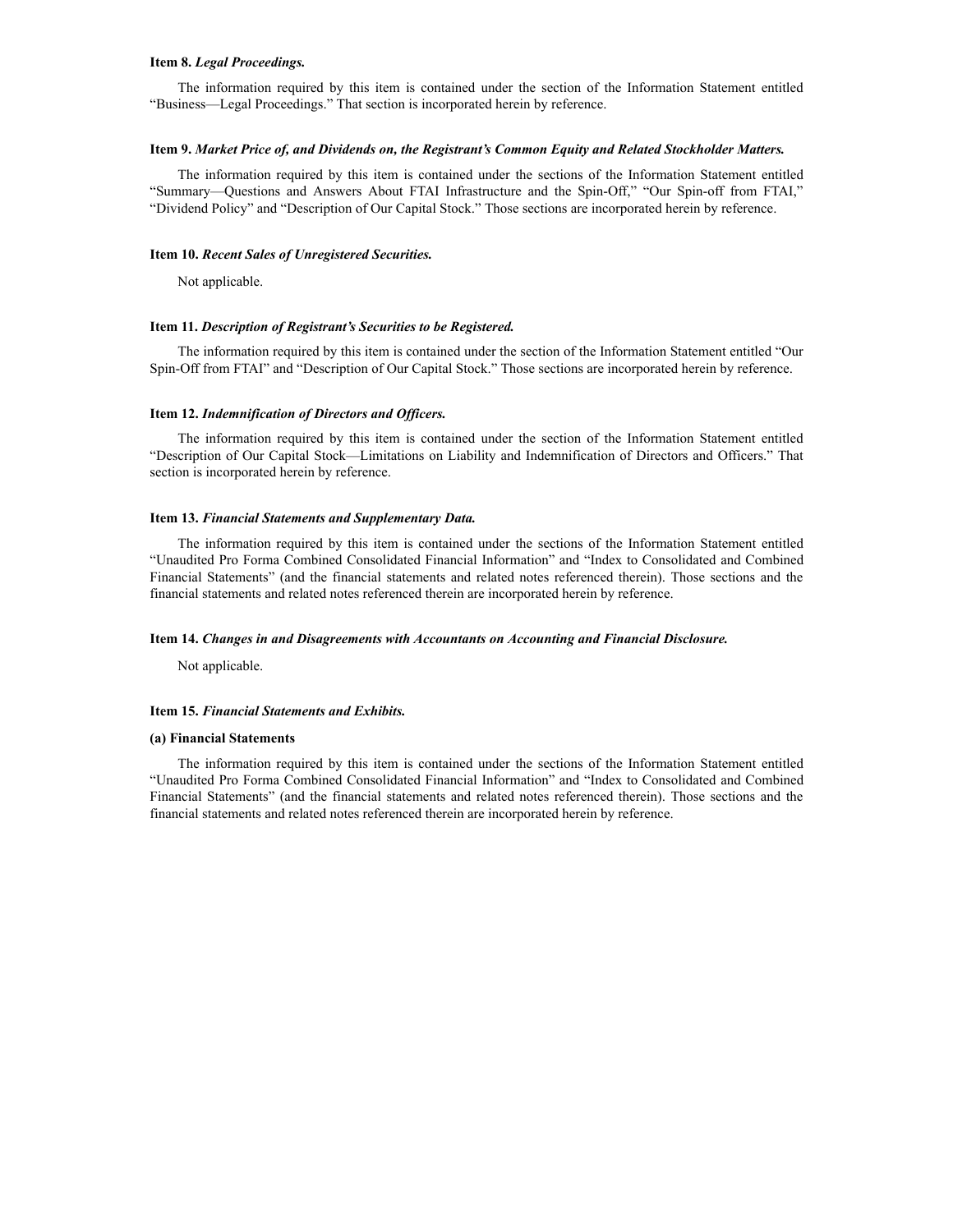**Item 8.** ***Legal Proceedings.***

The information required by this item is contained under the section of the Information Statement entitled "Business—Legal Proceedings." That section is incorporated herein by reference.

**Item 9.** ***Market Price of, and Dividends on, the Registrant's Common Equity and Related Stockholder Matters.***

The information required by this item is contained under the sections of the Information Statement entitled "Summary—Questions and Answers About FTAI Infrastructure and the Spin-Off," "Our Spin-off from FTAI," "Dividend Policy" and "Description of Our Capital Stock." Those sections are incorporated herein by reference.

**Item 10.** ***Recent Sales of Unregistered Securities.***

Not applicable.

**Item 11.** ***Description of Registrant's Securities to be Registered.***

The information required by this item is contained under the section of the Information Statement entitled "Our Spin-Off from FTAI" and "Description of Our Capital Stock." Those sections are incorporated herein by reference.

**Item 12.** ***Indemnification of Directors and Officers.***

The information required by this item is contained under the section of the Information Statement entitled "Description of Our Capital Stock—Limitations on Liability and Indemnification of Directors and Officers." That section is incorporated herein by reference.

**Item 13.** ***Financial Statements and Supplementary Data.***

The information required by this item is contained under the sections of the Information Statement entitled "Unaudited Pro Forma Combined Consolidated Financial Information" and "Index to Consolidated and Combined Financial Statements" (and the financial statements and related notes referenced therein). Those sections and the financial statements and related notes referenced therein are incorporated herein by reference.

**Item 14.** ***Changes in and Disagreements with Accountants on Accounting and Financial Disclosure.***

Not applicable.

**Item 15.** ***Financial Statements and Exhibits.***

**(a) Financial Statements**

The information required by this item is contained under the sections of the Information Statement entitled "Unaudited Pro Forma Combined Consolidated Financial Information" and "Index to Consolidated and Combined Financial Statements" (and the financial statements and related notes referenced therein). Those sections and the financial statements and related notes referenced therein are incorporated herein by reference.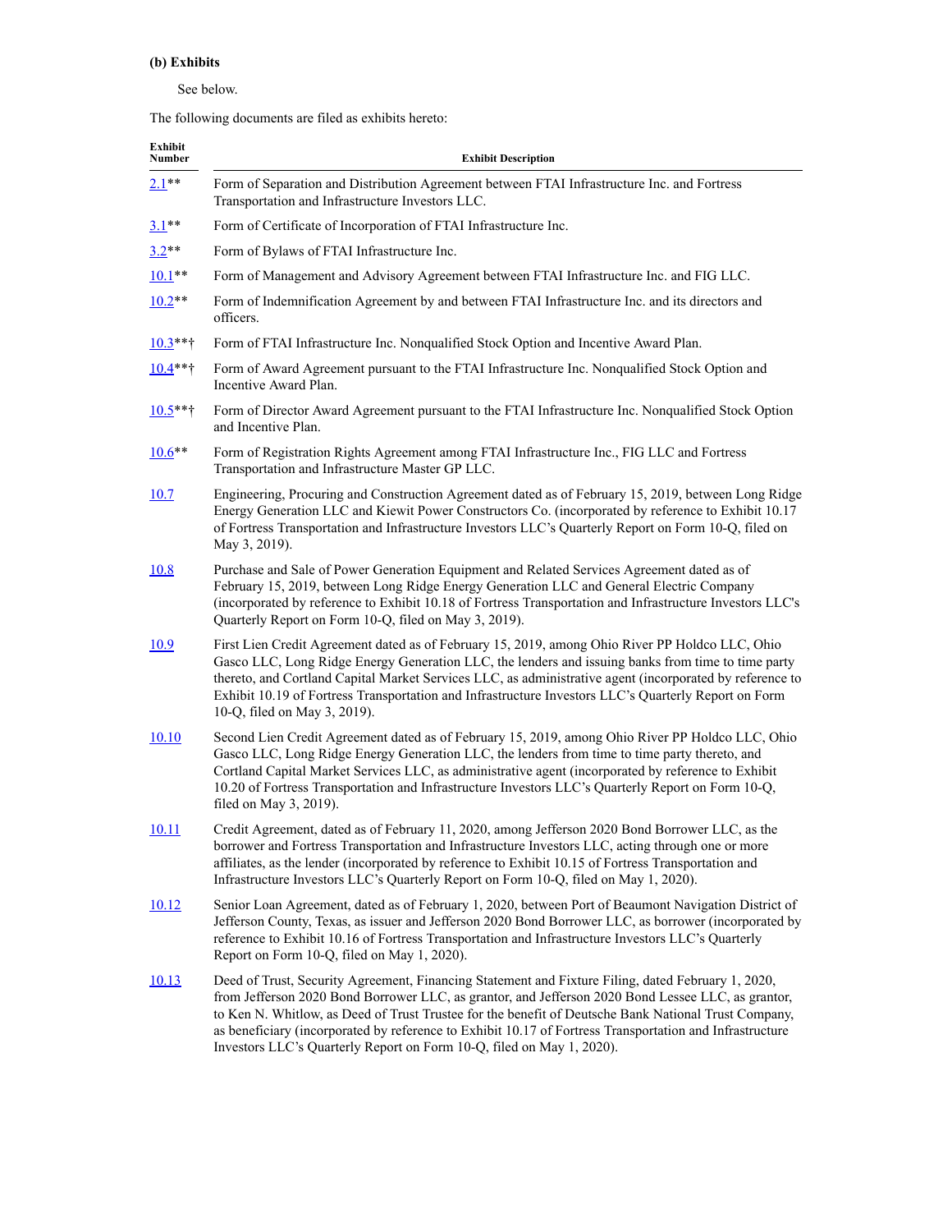**(b) Exhibits**

See below.

The following documents are filed as exhibits hereto:

| Exhibit Number | Exhibit Description |
|---|---|
| 2.1** | Form of Separation and Distribution Agreement between FTAI Infrastructure Inc. and Fortress Transportation and Infrastructure Investors LLC. |
| 3.1** | Form of Certificate of Incorporation of FTAI Infrastructure Inc. |
| 3.2** | Form of Bylaws of FTAI Infrastructure Inc. |
| 10.1** | Form of Management and Advisory Agreement between FTAI Infrastructure Inc. and FIG LLC. |
| 10.2** | Form of Indemnification Agreement by and between FTAI Infrastructure Inc. and its directors and officers. |
| 10.3**† | Form of FTAI Infrastructure Inc. Nonqualified Stock Option and Incentive Award Plan. |
| 10.4**† | Form of Award Agreement pursuant to the FTAI Infrastructure Inc. Nonqualified Stock Option and Incentive Award Plan. |
| 10.5**† | Form of Director Award Agreement pursuant to the FTAI Infrastructure Inc. Nonqualified Stock Option and Incentive Plan. |
| 10.6** | Form of Registration Rights Agreement among FTAI Infrastructure Inc., FIG LLC and Fortress Transportation and Infrastructure Master GP LLC. |
| 10.7 | Engineering, Procuring and Construction Agreement dated as of February 15, 2019, between Long Ridge Energy Generation LLC and Kiewit Power Constructors Co. (incorporated by reference to Exhibit 10.17 of Fortress Transportation and Infrastructure Investors LLC's Quarterly Report on Form 10-Q, filed on May 3, 2019). |
| 10.8 | Purchase and Sale of Power Generation Equipment and Related Services Agreement dated as of February 15, 2019, between Long Ridge Energy Generation LLC and General Electric Company (incorporated by reference to Exhibit 10.18 of Fortress Transportation and Infrastructure Investors LLC's Quarterly Report on Form 10-Q, filed on May 3, 2019). |
| 10.9 | First Lien Credit Agreement dated as of February 15, 2019, among Ohio River PP Holdco LLC, Ohio Gasco LLC, Long Ridge Energy Generation LLC, the lenders and issuing banks from time to time party thereto, and Cortland Capital Market Services LLC, as administrative agent (incorporated by reference to Exhibit 10.19 of Fortress Transportation and Infrastructure Investors LLC's Quarterly Report on Form 10-Q, filed on May 3, 2019). |
| 10.10 | Second Lien Credit Agreement dated as of February 15, 2019, among Ohio River PP Holdco LLC, Ohio Gasco LLC, Long Ridge Energy Generation LLC, the lenders from time to time party thereto, and Cortland Capital Market Services LLC, as administrative agent (incorporated by reference to Exhibit 10.20 of Fortress Transportation and Infrastructure Investors LLC's Quarterly Report on Form 10-Q, filed on May 3, 2019). |
| 10.11 | Credit Agreement, dated as of February 11, 2020, among Jefferson 2020 Bond Borrower LLC, as the borrower and Fortress Transportation and Infrastructure Investors LLC, acting through one or more affiliates, as the lender (incorporated by reference to Exhibit 10.15 of Fortress Transportation and Infrastructure Investors LLC's Quarterly Report on Form 10-Q, filed on May 1, 2020). |
| 10.12 | Senior Loan Agreement, dated as of February 1, 2020, between Port of Beaumont Navigation District of Jefferson County, Texas, as issuer and Jefferson 2020 Bond Borrower LLC, as borrower (incorporated by reference to Exhibit 10.16 of Fortress Transportation and Infrastructure Investors LLC's Quarterly Report on Form 10-Q, filed on May 1, 2020). |
| 10.13 | Deed of Trust, Security Agreement, Financing Statement and Fixture Filing, dated February 1, 2020, from Jefferson 2020 Bond Borrower LLC, as grantor, and Jefferson 2020 Bond Lessee LLC, as grantor, to Ken N. Whitlow, as Deed of Trust Trustee for the benefit of Deutsche Bank National Trust Company, as beneficiary (incorporated by reference to Exhibit 10.17 of Fortress Transportation and Infrastructure Investors LLC's Quarterly Report on Form 10-Q, filed on May 1, 2020). |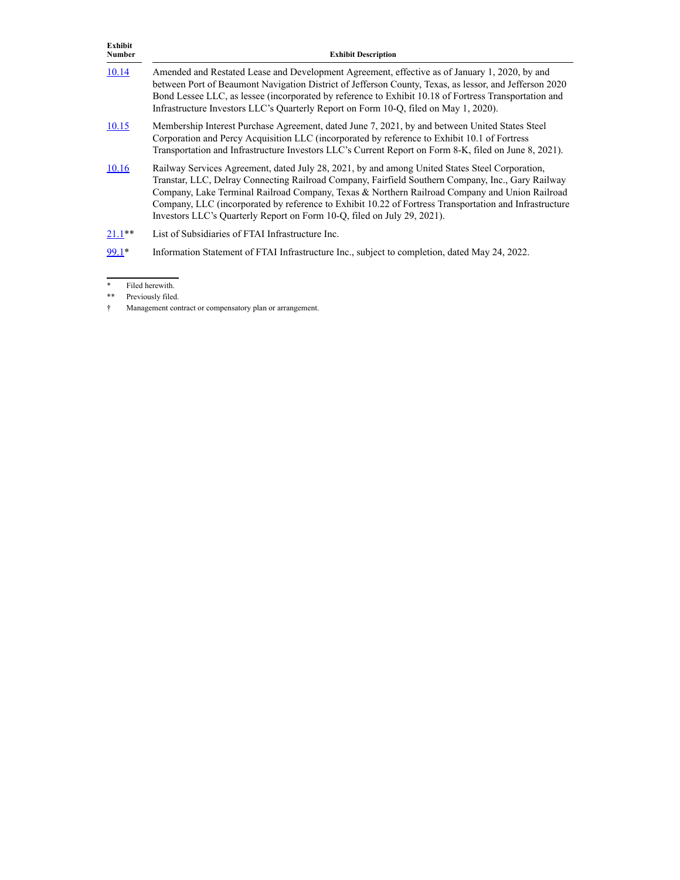| Exhibit Number | Exhibit Description |
|---|---|
| 10.14 | Amended and Restated Lease and Development Agreement, effective as of January 1, 2020, by and between Port of Beaumont Navigation District of Jefferson County, Texas, as lessor, and Jefferson 2020 Bond Lessee LLC, as lessee (incorporated by reference to Exhibit 10.18 of Fortress Transportation and Infrastructure Investors LLC's Quarterly Report on Form 10-Q, filed on May 1, 2020). |
| 10.15 | Membership Interest Purchase Agreement, dated June 7, 2021, by and between United States Steel Corporation and Percy Acquisition LLC (incorporated by reference to Exhibit 10.1 of Fortress Transportation and Infrastructure Investors LLC's Current Report on Form 8-K, filed on June 8, 2021). |
| 10.16 | Railway Services Agreement, dated July 28, 2021, by and among United States Steel Corporation, Transtar, LLC, Delray Connecting Railroad Company, Fairfield Southern Company, Inc., Gary Railway Company, Lake Terminal Railroad Company, Texas & Northern Railroad Company and Union Railroad Company, LLC (incorporated by reference to Exhibit 10.22 of Fortress Transportation and Infrastructure Investors LLC's Quarterly Report on Form 10-Q, filed on July 29, 2021). |
| 21.1** | List of Subsidiaries of FTAI Infrastructure Inc. |
| 99.1* | Information Statement of FTAI Infrastructure Inc., subject to completion, dated May 24, 2022. |

\* Filed herewith.

\** Previously filed.

† Management contract or compensatory plan or arrangement.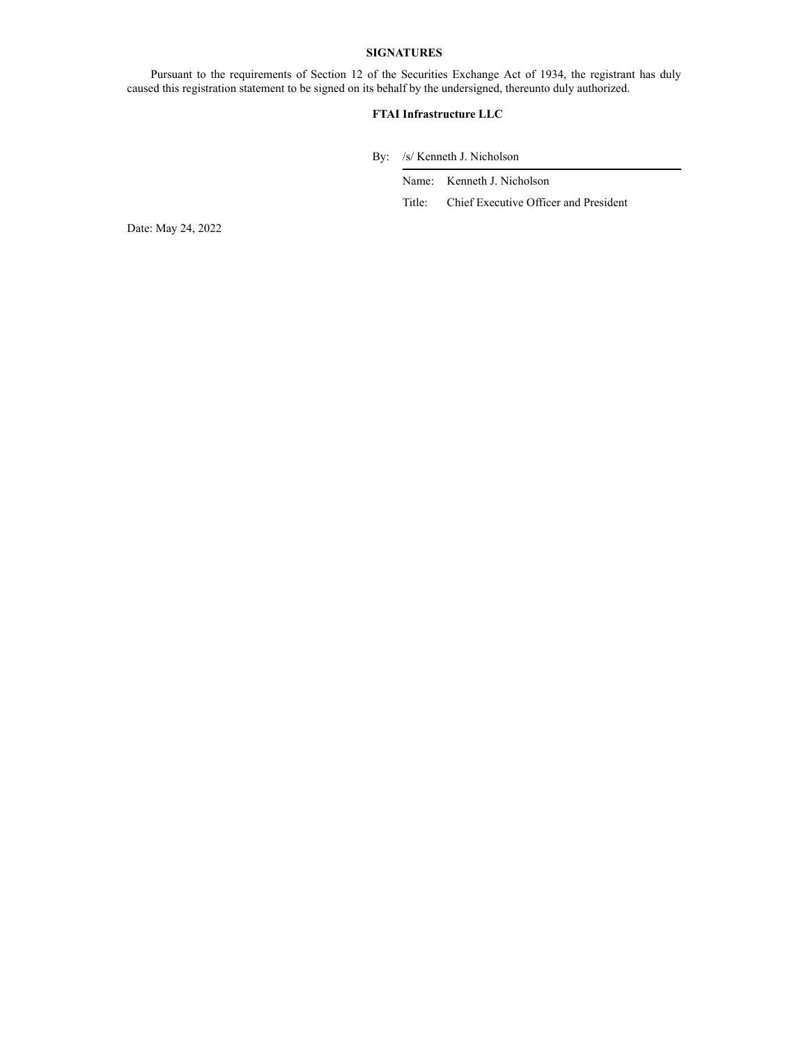## SIGNATURES

Pursuant to the requirements of Section 12 of the Securities Exchange Act of 1934, the registrant has duly caused this registration statement to be signed on its behalf by the undersigned, thereunto duly authorized.

**FTAI Infrastructure LLC**

By: /s/ Kenneth J. Nicholson

Name: Kenneth J. Nicholson

Title: Chief Executive Officer and President

Date: May 24, 2022